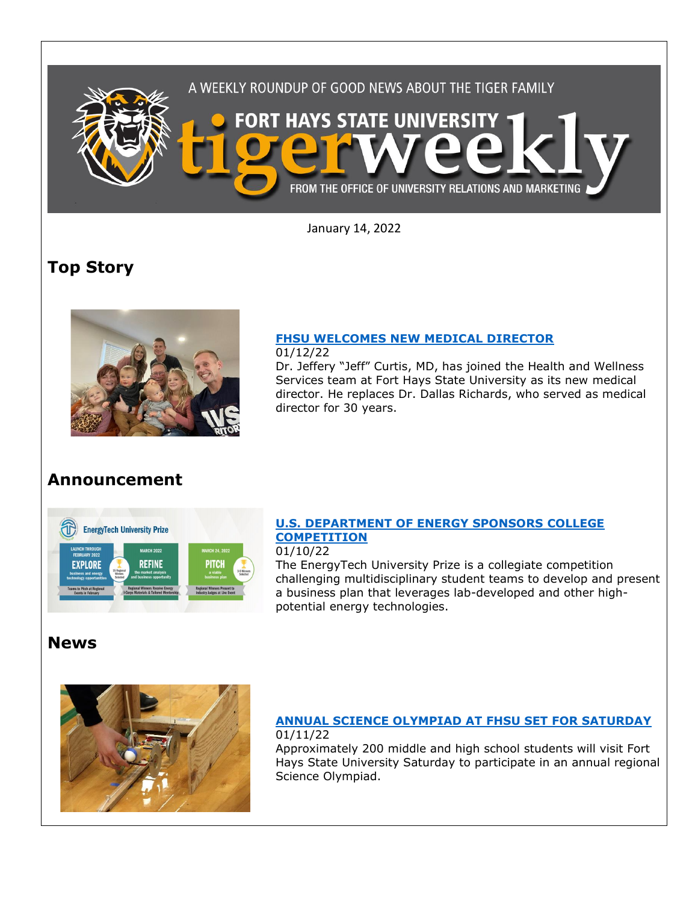A WEEKLY ROUNDUP OF GOOD NEWS ABOUT THE TIGER FAMILY

FORT HAYS STATE UNIVERSITY

# tigerweekly

FROM THE OFFICE OF UNIVERSITY RELATIONS AND MARKETING

January 14, 2022

## Top Story

### FHSU WELCOMES NEW MEDICAL DIRECTOR

01/12/22

Dr. Jeffery "Jeff" Curtis, MD, has joined the Health and Wellness Services team at Fort Hays State University as its new medical director. He replaces Dr. Dallas Richards, who served as medical director for 30 years.

## Announcement

### U.S. DEPARTMENT OF ENERGY SPONSORS COLLEGE COMPETITION

01/10/22

The EnergyTech University Prize is a collegiate competition challenging multidisciplinary student teams to develop and present a business plan that leverages lab-developed and other high-potential energy technologies.

## News

### ANNUAL SCIENCE OLYMPIAD AT FHSU SET FOR SATURDAY

01/11/22

Approximately 200 middle and high school students will visit Fort Hays State University Saturday to participate in an annual regional Science Olympiad.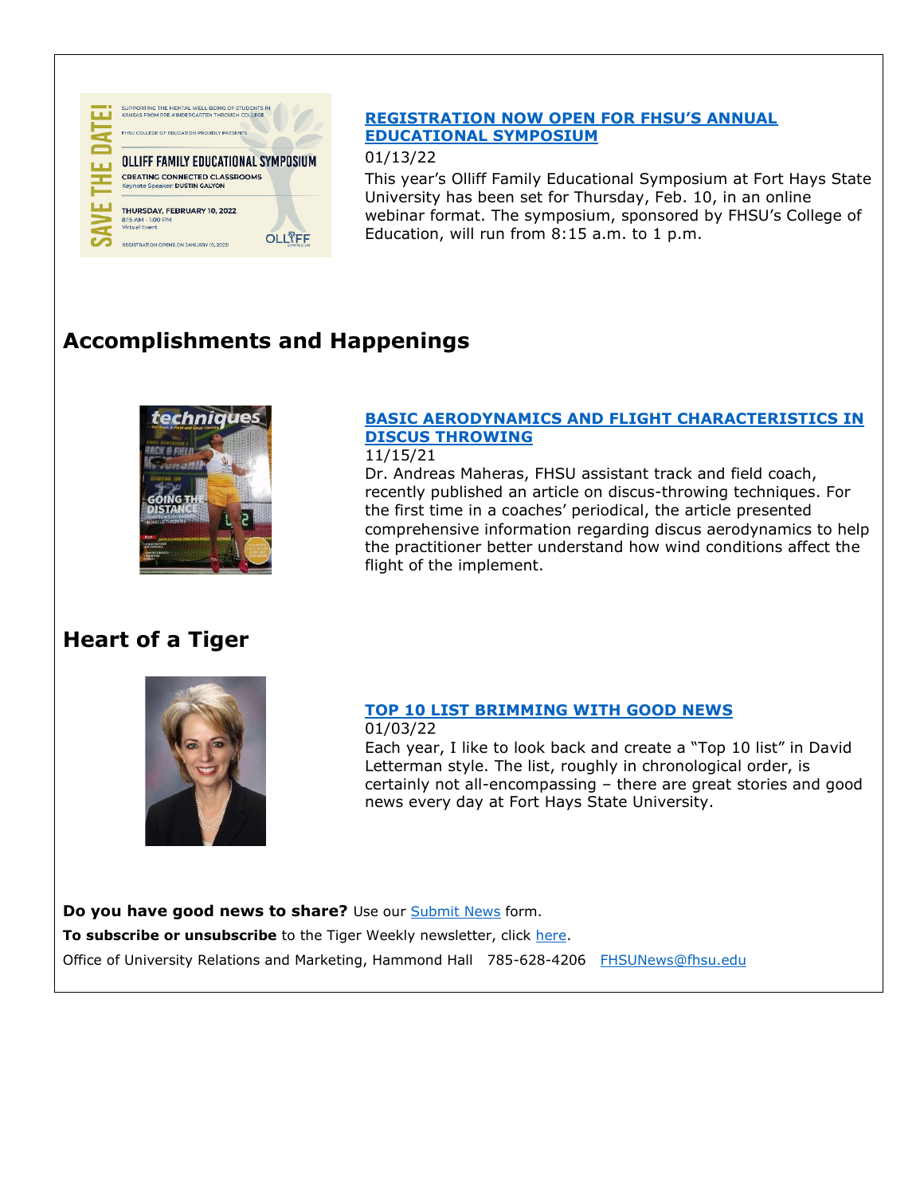**[REGISTRATION NOW OPEN FOR FHSU'S ANNUAL EDUCATIONAL SYMPOSIUM]**

01/13/22

This year's Olliff Family Educational Symposium at Fort Hays State University has been set for Thursday, Feb. 10, in an online webinar format. The symposium, sponsored by FHSU's College of Education, will run from 8:15 a.m. to 1 p.m.

## Accomplishments and Happenings

**[BASIC AERODYNAMICS AND FLIGHT CHARACTERISTICS IN DISCUS THROWING]**

11/15/21

Dr. Andreas Maheras, FHSU assistant track and field coach, recently published an article on discus-throwing techniques. For the first time in a coaches' periodical, the article presented comprehensive information regarding discus aerodynamics to help the practitioner better understand how wind conditions affect the flight of the implement.

## Heart of a Tiger

**[TOP 10 LIST BRIMMING WITH GOOD NEWS]**

01/03/22

Each year, I like to look back and create a "Top 10 list" in David Letterman style. The list, roughly in chronological order, is certainly not all-encompassing – there are great stories and good news every day at Fort Hays State University.

**Do you have good news to share?** Use our Submit News form.

**To subscribe or unsubscribe** to the Tiger Weekly newsletter, click here.

Office of University Relations and Marketing, Hammond Hall 785-628-4206 FHSUNews@fhsu.edu